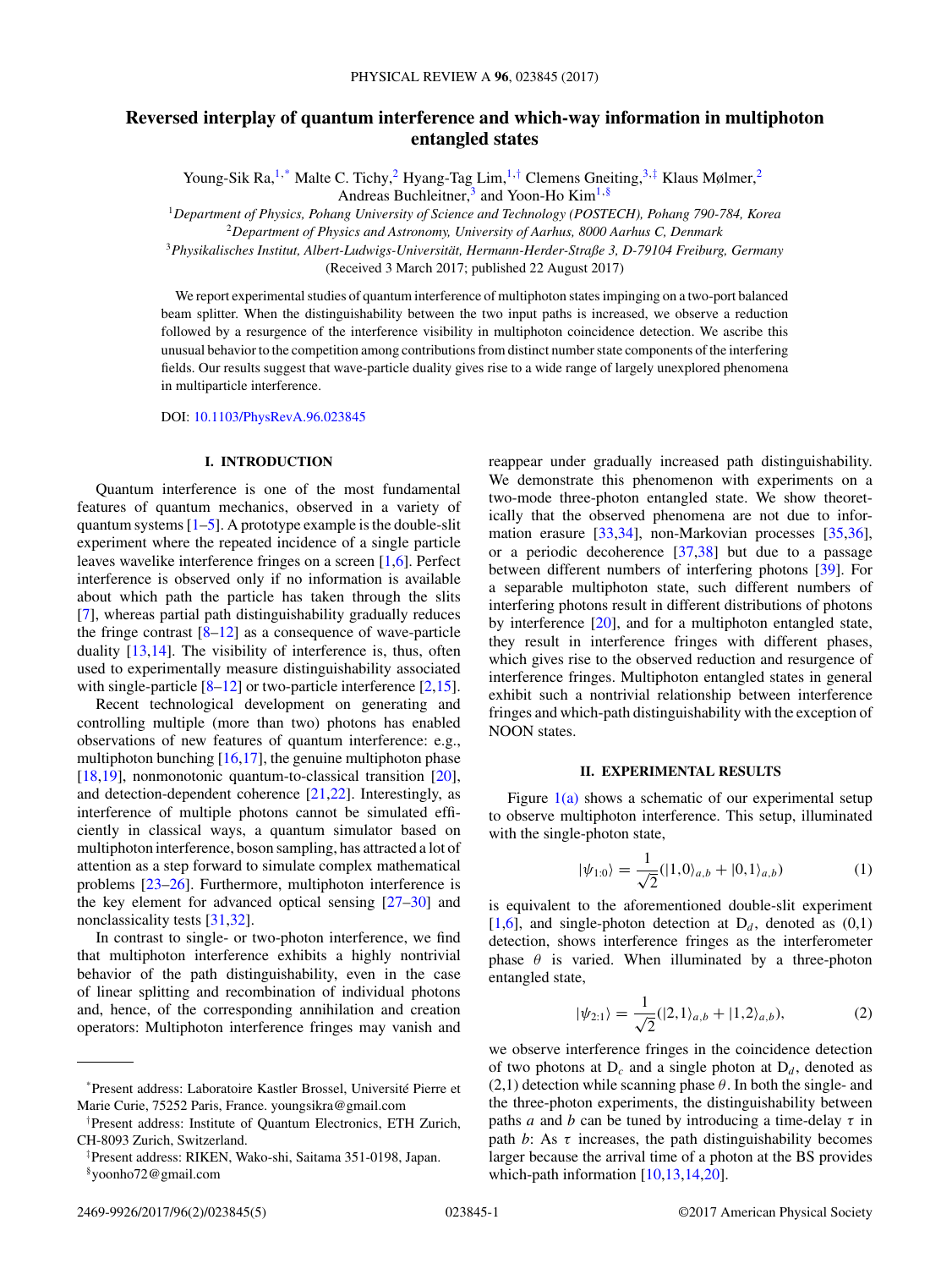# Reversed interplay of quantum interference and which-way information in multiphoton entangled states

Young-Sik Ra,[1,*] Malte C. Tichy,[2] Hyang-Tag Lim,[1,†] Clemens Gneiting,[3,‡] Klaus Mølmer,[2] Andreas Buchleitner,[3] and Yoon-Ho Kim[1,§]

[1]Department of Physics, Pohang University of Science and Technology (POSTECH), Pohang 790-784, Korea
[2]Department of Physics and Astronomy, University of Aarhus, 8000 Aarhus C, Denmark
[3]Physikalisches Institut, Albert-Ludwigs-Universität, Hermann-Herder-Straße 3, D-79104 Freiburg, Germany

(Received 3 March 2017; published 22 August 2017)

We report experimental studies of quantum interference of multiphoton states impinging on a two-port balanced beam splitter. When the distinguishability between the two input paths is increased, we observe a reduction followed by a resurgence of the interference visibility in multiphoton coincidence detection. We ascribe this unusual behavior to the competition among contributions from distinct number state components of the interfering fields. Our results suggest that wave-particle duality gives rise to a wide range of largely unexplored phenomena in multiparticle interference.

DOI: 10.1103/PhysRevA.96.023845

## I. INTRODUCTION

Quantum interference is one of the most fundamental features of quantum mechanics, observed in a variety of quantum systems [1–5]. A prototype example is the double-slit experiment where the repeated incidence of a single particle leaves wavelike interference fringes on a screen [1,6]. Perfect interference is observed only if no information is available about which path the particle has taken through the slits [7], whereas partial path distinguishability gradually reduces the fringe contrast [8–12] as a consequence of wave-particle duality [13,14]. The visibility of interference is, thus, often used to experimentally measure distinguishability associated with single-particle [8–12] or two-particle interference [2,15].

Recent technological development on generating and controlling multiple (more than two) photons has enabled observations of new features of quantum interference: e.g., multiphoton bunching [16,17], the genuine multiphoton phase [18,19], nonmonotonic quantum-to-classical transition [20], and detection-dependent coherence [21,22]. Interestingly, as interference of multiple photons cannot be simulated efficiently in classical ways, a quantum simulator based on multiphoton interference, boson sampling, has attracted a lot of attention as a step forward to simulate complex mathematical problems [23–26]. Furthermore, multiphoton interference is the key element for advanced optical sensing [27–30] and nonclassicality tests [31,32].

In contrast to single- or two-photon interference, we find that multiphoton interference exhibits a highly nontrivial behavior of the path distinguishability, even in the case of linear splitting and recombination of individual photons and, hence, of the corresponding annihilation and creation operators: Multiphoton interference fringes may vanish and reappear under gradually increased path distinguishability. We demonstrate this phenomenon with experiments on a two-mode three-photon entangled state. We show theoretically that the observed phenomena are not due to information erasure [33,34], non-Markovian processes [35,36], or a periodic decoherence [37,38] but due to a passage between different numbers of interfering photons [39]. For a separable multiphoton state, such different numbers of interfering photons result in different distributions of photons by interference [20], and for a multiphoton entangled state, they result in interference fringes with different phases, which gives rise to the observed reduction and resurgence of interference fringes. Multiphoton entangled states in general exhibit such a nontrivial relationship between interference fringes and which-path distinguishability with the exception of NOON states.

## II. EXPERIMENTAL RESULTS

Figure 1(a) shows a schematic of our experimental setup to observe multiphoton interference. This setup, illuminated with the single-photon state,

$$|\psi_{1:0}\rangle = \frac{1}{\sqrt{2}}(|1,0\rangle_{a,b} + |0,1\rangle_{a,b}) \tag{1}$$

is equivalent to the aforementioned double-slit experiment [1,6], and single-photon detection at $D_d$, denoted as (0,1) detection, shows interference fringes as the interferometer phase $\theta$ is varied. When illuminated by a three-photon entangled state,

$$|\psi_{2:1}\rangle = \frac{1}{\sqrt{2}}(|2,1\rangle_{a,b} + |1,2\rangle_{a,b}), \tag{2}$$

we observe interference fringes in the coincidence detection of two photons at $D_c$ and a single photon at $D_d$, denoted as (2,1) detection while scanning phase $\theta$. In both the single- and the three-photon experiments, the distinguishability between paths $a$ and $b$ can be tuned by introducing a time-delay $\tau$ in path $b$: As $\tau$ increases, the path distinguishability becomes larger because the arrival time of a photon at the BS provides which-path information [10,13,14,20].

---

*Present address: Laboratoire Kastler Brossel, Université Pierre et Marie Curie, 75252 Paris, France. youngsikra@gmail.com

†Present address: Institute of Quantum Electronics, ETH Zurich, CH-8093 Zurich, Switzerland.

‡Present address: RIKEN, Wako-shi, Saitama 351-0198, Japan.

§yoonho72@gmail.com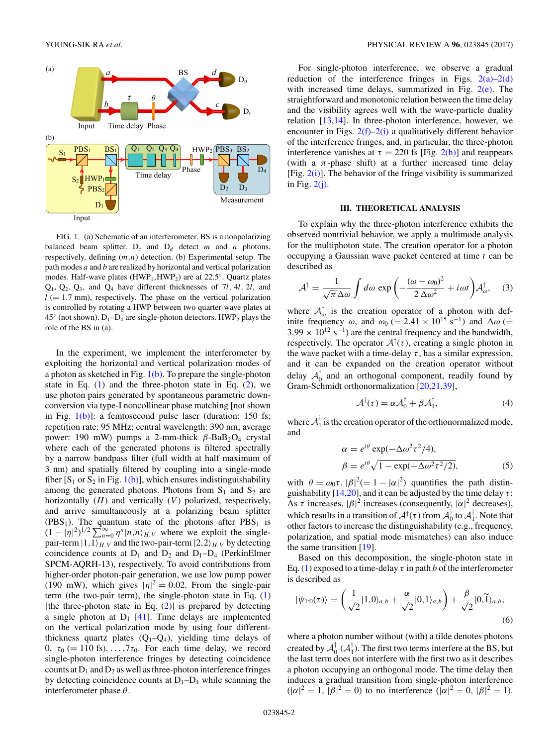FIG. 1. (a) Schematic of an interferometer. BS is a nonpolarizing balanced beam splitter. $D_c$ and $D_d$ detect $m$ and $n$ photons, respectively, defining $(m,n)$ detection. (b) Experimental setup. The path modes $a$ and $b$ are realized by horizontal and vertical polarization modes. Half-wave plates ($HWP_1$,$HWP_2$) are at 22.5°. Quartz plates $Q_1$, $Q_2$, $Q_3$, and $Q_4$ have different thicknesses of $7l$, $4l$, $2l$, and $l$ (= 1.7 mm), respectively. The phase on the vertical polarization is controlled by rotating a HWP between two quarter-wave plates at 45° (not shown). $D_1$–$D_4$ are single-photon detectors. $HWP_2$ plays the role of the BS in (a).

In the experiment, we implement the interferometer by exploiting the horizontal and vertical polarization modes of a photon as sketched in Fig. 1(b). To prepare the single-photon state in Eq. (1) and the three-photon state in Eq. (2), we use photon pairs generated by spontaneous parametric down-conversion via type-I noncollinear phase matching [not shown in Fig. 1(b)]: a femtosecond pulse laser (duration: 150 fs; repetition rate: 95 MHz; central wavelength: 390 nm; average power: 190 mW) pumps a 2-mm-thick $\beta$-$BaB_2O_4$ crystal where each of the generated photons is filtered spectrally by a narrow bandpass filter (full width at half maximum of 3 nm) and spatially filtered by coupling into a single-mode fiber [$S_1$ or $S_2$ in Fig. 1(b)], which ensures indistinguishability among the generated photons. Photons from $S_1$ and $S_2$ are horizontally ($H$) and vertically ($V$) polarized, respectively, and arrive simultaneously at a polarizing beam splitter ($PBS_1$). The quantum state of the photons after $PBS_1$ is $(1-|\eta|^2)^{1/2}\sum_{n=0}^{\infty}\eta^n|n,n\rangle_{H,V}$ where we exploit the single-pair-term $|1,1\rangle_{H,V}$ and the two-pair-term $|2,2\rangle_{H,V}$ by detecting coincidence counts at $D_1$ and $D_2$ and $D_1$–$D_4$ (PerkinElmer SPCM-AQRH-13), respectively. To avoid contributions from higher-order photon-pair generation, we use low pump power (190 mW), which gives $|\eta|^2 = 0.02$. From the single-pair term (the two-pair term), the single-photon state in Eq. (1) [the three-photon state in Eq. (2)] is prepared by detecting a single photon at $D_1$ [41]. Time delays are implemented on the vertical polarization mode by using four different-thickness quartz plates ($Q_1$–$Q_4$), yielding time delays of $0$, $\tau_0$ (= 110 fs), ..., $7\tau_0$. For each time delay, we record single-photon interference fringes by detecting coincidence counts at $D_1$ and $D_2$ as well as three-photon interference fringes by detecting coincidence counts at $D_1$–$D_4$ while scanning the interferometer phase $\theta$.

For single-photon interference, we observe a gradual reduction of the interference fringes in Figs. 2(a)–2(d) with increased time delays, summarized in Fig. 2(e). The straightforward and monotonic relation between the time delay and the visibility agrees well with the wave-particle duality relation [13,14]. In three-photon interference, however, we encounter in Figs. 2(f)–2(i) a qualitatively different behavior of the interference fringes, and, in particular, the three-photon interference vanishes at $\tau = 220$ fs [Fig. 2(h)] and reappears (with a $\pi$-phase shift) at a further increased time delay [Fig. 2(i)]. The behavior of the fringe visibility is summarized in Fig. 2(j).

## III. THEORETICAL ANALYSIS

To explain why the three-photon interference exhibits the observed nontrivial behavior, we apply a multimode analysis for the multiphoton state. The creation operator for a photon occupying a Gaussian wave packet centered at time $t$ can be described as

$$\mathcal{A}^{\dagger} = \frac{1}{\sqrt{\pi}\,\Delta\omega}\int d\omega\, \exp\left(-\frac{(\omega-\omega_0)^2}{2\,\Delta\omega^2} + i\omega t\right)\mathcal{A}^{\dagger}_{\omega}, \quad (3)$$

where $\mathcal{A}^{\dagger}_{\omega}$ is the creation operator of a photon with definite frequency $\omega$, and $\omega_0$ $(= 2.41\times10^{15}\ \mathrm{s}^{-1})$ and $\Delta\omega$ $(= 3.99\times10^{12}\ \mathrm{s}^{-1})$ are the central frequency and the bandwidth, respectively. The operator $\mathcal{A}^{\dagger}(\tau)$, creating a single photon in the wave packet with a time-delay $\tau$, has a similar expression, and it can be expanded on the creation operator without delay $\mathcal{A}^{\dagger}_0$ and an orthogonal component, readily found by Gram-Schmidt orthonormalization [20,21,39],

$$\mathcal{A}^{\dagger}(\tau) = \alpha\mathcal{A}^{\dagger}_0 + \beta\mathcal{A}^{\dagger}_1, \quad (4)$$

where $\mathcal{A}^{\dagger}_1$ is the creation operator of the orthonormalized mode, and

$$\begin{aligned}\alpha &= e^{i\theta}\exp(-\Delta\omega^2\tau^2/4),\\ \beta &= e^{i\theta}\sqrt{1-\exp(-\Delta\omega^2\tau^2/2)},\end{aligned} \quad (5)$$

with $\theta = \omega_0\tau$. $|\beta|^2 (= 1-|\alpha|^2)$ quantifies the path distinguishability [14,20], and it can be adjusted by the time delay $\tau$: As $\tau$ increases, $|\beta|^2$ increases (consequently, $|\alpha|^2$ decreases), which results in a transition of $\mathcal{A}^{\dagger}(\tau)$ from $\mathcal{A}^{\dagger}_0$ to $\mathcal{A}^{\dagger}_1$. Note that other factors to increase the distinguishability (e.g., frequency, polarization, and spatial mode mismatches) can also induce the same transition [19].

Based on this decomposition, the single-photon state in Eq. (1) exposed to a time-delay $\tau$ in path $b$ of the interferometer is described as

$$|\psi_{1:0}(\tau)\rangle = \left(\frac{1}{\sqrt{2}}|1,0\rangle_{a,b} + \frac{\alpha}{\sqrt{2}}|0,1\rangle_{a,b}\right) + \frac{\beta}{\sqrt{2}}|0,\tilde{1}\rangle_{a,b}, \quad (6)$$

where a photon number without (with) a tilde denotes photons created by $\mathcal{A}^{\dagger}_0$ ($\mathcal{A}^{\dagger}_1$). The first two terms interfere at the BS, but the last term does not interfere with the first two as it describes a photon occupying an orthogonal mode. The time delay then induces a gradual transition from single-photon interference ($|\alpha|^2 = 1$, $|\beta|^2 = 0$) to no interference ($|\alpha|^2 = 0$, $|\beta|^2 = 1$).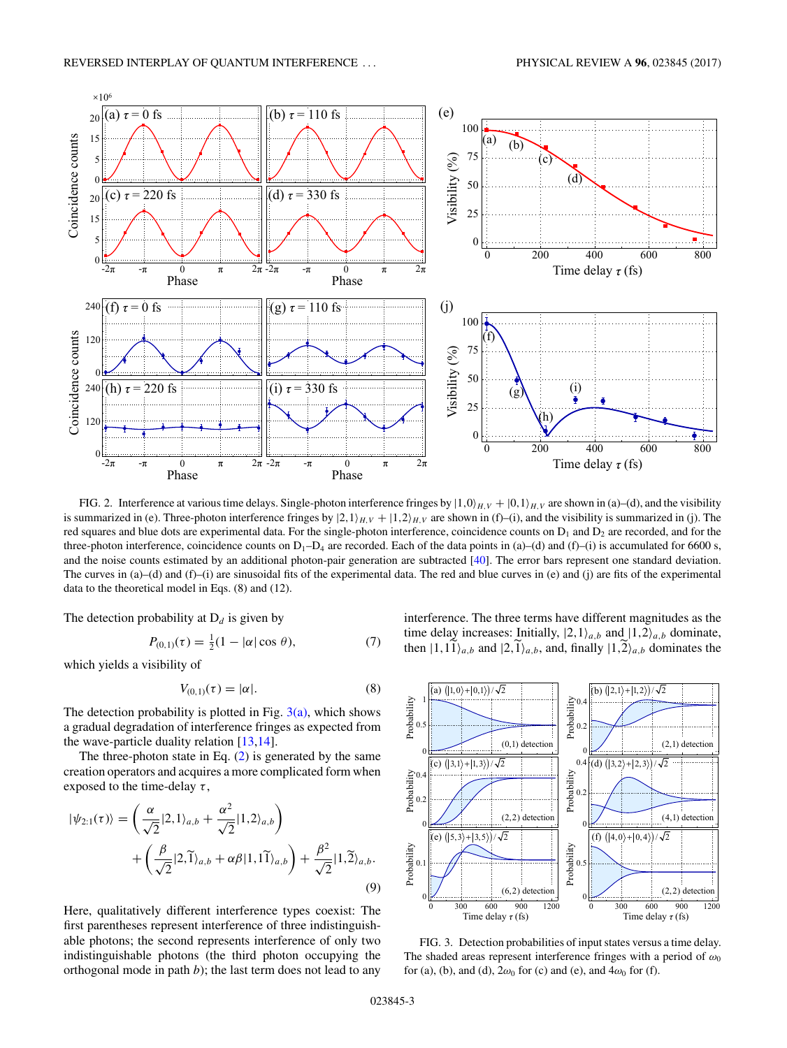FIG. 2. Interference at various time delays. Single-photon interference fringes by $|1,0\rangle_{H,V} + |0,1\rangle_{H,V}$ are shown in (a)–(d), and the visibility is summarized in (e). Three-photon interference fringes by $|2,1\rangle_{H,V} + |1,2\rangle_{H,V}$ are shown in (f)–(i), and the visibility is summarized in (j). The red squares and blue dots are experimental data. For the single-photon interference, coincidence counts on $D_1$ and $D_2$ are recorded, and for the three-photon interference, coincidence counts on $D_1$–$D_4$ are recorded. Each of the data points in (a)–(d) and (f)–(i) is accumulated for 6600 s, and the noise counts estimated by an additional photon-pair generation are subtracted [40]. The error bars represent one standard deviation. The curves in (a)–(d) and (f)–(i) are sinusoidal fits of the experimental data. The red and blue curves in (e) and (j) are fits of the experimental data to the theoretical model in Eqs. (8) and (12).

The detection probability at $D_d$ is given by

$$P_{(0,1)}(\tau) = \tfrac{1}{2}(1 - |\alpha|\cos\theta), \tag{7}$$

which yields a visibility of

$$V_{(0,1)}(\tau) = |\alpha|. \tag{8}$$

The detection probability is plotted in Fig. 3(a), which shows a gradual degradation of interference fringes as expected from the wave-particle duality relation [13,14].

The three-photon state in Eq. (2) is generated by the same creation operators and acquires a more complicated form when exposed to the time-delay $\tau$,

$$|\psi_{2:1}(\tau)\rangle = \left(\frac{\alpha}{\sqrt{2}}|2,1\rangle_{a,b} + \frac{\alpha^2}{\sqrt{2}}|1,2\rangle_{a,b}\right) + \left(\frac{\beta}{\sqrt{2}}|2,\widetilde{1}\rangle_{a,b} + \alpha\beta|1,1\widetilde{1}\rangle_{a,b}\right) + \frac{\beta^2}{\sqrt{2}}|1,\widetilde{2}\rangle_{a,b}. \tag{9}$$

Here, qualitatively different interference types coexist: The first parentheses represent interference of three indistinguishable photons; the second represents interference of only two indistinguishable photons (the third photon occupying the orthogonal mode in path $b$); the last term does not lead to any interference. The three terms have different magnitudes as the time delay increases: Initially, $|2,1\rangle_{a,b}$ and $|1,2\rangle_{a,b}$ dominate, then $|1,1\widetilde{1}\rangle_{a,b}$ and $|2,\widetilde{1}\rangle_{a,b}$, and, finally $|1,\widetilde{2}\rangle_{a,b}$ dominates the

FIG. 3. Detection probabilities of input states versus a time delay. The shaded areas represent interference fringes with a period of $\omega_0$ for (a), (b), and (d), $2\omega_0$ for (c) and (e), and $4\omega_0$ for (f).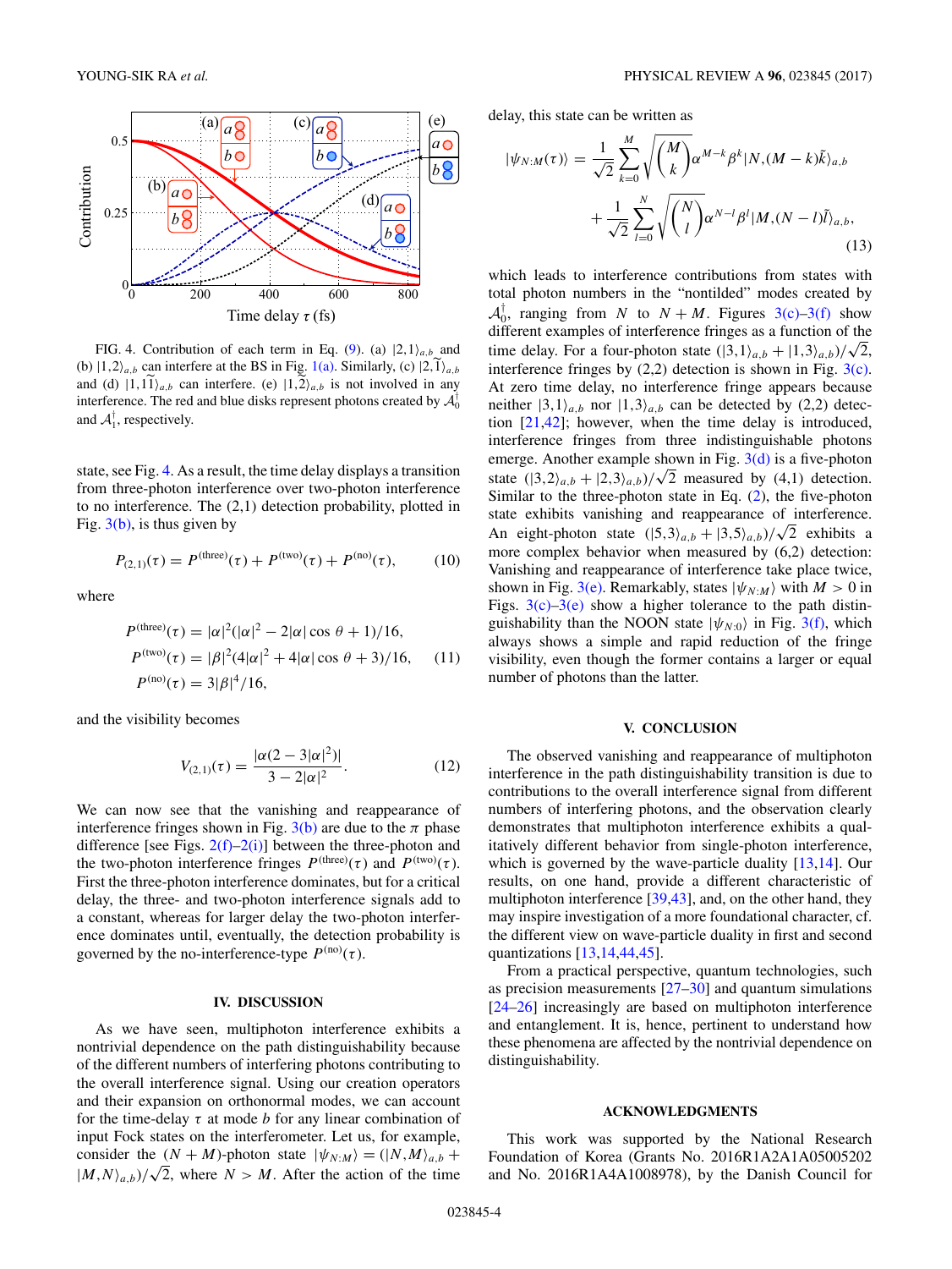FIG. 4. Contribution of each term in Eq. (9). (a) $|2,1\rangle_{a,b}$ and (b) $|1,2\rangle_{a,b}$ can interfere at the BS in Fig. 1(a). Similarly, (c) $|2,\tilde{1}\rangle_{a,b}$ and (d) $|1,1\tilde{1}\rangle_{a,b}$ can interfere. (e) $|1,\tilde{2}\rangle_{a,b}$ is not involved in any interference. The red and blue disks represent photons created by $\mathcal{A}_0^\dagger$ and $\mathcal{A}_1^\dagger$, respectively.

state, see Fig. 4. As a result, the time delay displays a transition from three-photon interference over two-photon interference to no interference. The (2,1) detection probability, plotted in Fig. 3(b), is thus given by

$$P_{(2,1)}(\tau) = P^{(\text{three})}(\tau) + P^{(\text{two})}(\tau) + P^{(\text{no})}(\tau), \tag{10}$$

where

$$\begin{aligned} P^{(\text{three})}(\tau) &= |\alpha|^2(|\alpha|^2 - 2|\alpha|\cos\theta + 1)/16, \\ P^{(\text{two})}(\tau) &= |\beta|^2(4|\alpha|^2 + 4|\alpha|\cos\theta + 3)/16, \\ P^{(\text{no})}(\tau) &= 3|\beta|^4/16, \end{aligned} \tag{11}$$

and the visibility becomes

$$V_{(2,1)}(\tau) = \frac{|\alpha(2 - 3|\alpha|^2)|}{3 - 2|\alpha|^2}. \tag{12}$$

We can now see that the vanishing and reappearance of interference fringes shown in Fig. 3(b) are due to the $\pi$ phase difference [see Figs. 2(f)–2(i)] between the three-photon and the two-photon interference fringes $P^{(\text{three})}(\tau)$ and $P^{(\text{two})}(\tau)$. First the three-photon interference dominates, but for a critical delay, the three- and two-photon interference signals add to a constant, whereas for larger delay the two-photon interference dominates until, eventually, the detection probability is governed by the no-interference-type $P^{(\text{no})}(\tau)$.

## IV. DISCUSSION

As we have seen, multiphoton interference exhibits a nontrivial dependence on the path distinguishability because of the different numbers of interfering photons contributing to the overall interference signal. Using our creation operators and their expansion on orthonormal modes, we can account for the time-delay $\tau$ at mode $b$ for any linear combination of input Fock states on the interferometer. Let us, for example, consider the $(N+M)$-photon state $|\psi_{N:M}\rangle = (|N,M\rangle_{a,b} + |M,N\rangle_{a,b})/\sqrt{2}$, where $N > M$. After the action of the time delay, this state can be written as

$$\begin{aligned} |\psi_{N:M}(\tau)\rangle = &\frac{1}{\sqrt{2}}\sum_{k=0}^{M}\sqrt{\binom{M}{k}}\alpha^{M-k}\beta^k|N,(M-k)\tilde{k}\rangle_{a,b} \\ &+ \frac{1}{\sqrt{2}}\sum_{l=0}^{N}\sqrt{\binom{N}{l}}\alpha^{N-l}\beta^l|M,(N-l)\tilde{l}\rangle_{a,b}, \end{aligned} \tag{13}$$

which leads to interference contributions from states with total photon numbers in the "nontilded" modes created by $\mathcal{A}_0^\dagger$, ranging from $N$ to $N+M$. Figures 3(c)–3(f) show different examples of interference fringes as a function of the time delay. For a four-photon state $(|3,1\rangle_{a,b} + |1,3\rangle_{a,b})/\sqrt{2}$, interference fringes by (2,2) detection is shown in Fig. 3(c). At zero time delay, no interference fringe appears because neither $|3,1\rangle_{a,b}$ nor $|1,3\rangle_{a,b}$ can be detected by (2,2) detection [21,42]; however, when the time delay is introduced, interference fringes from three indistinguishable photons emerge. Another example shown in Fig. 3(d) is a five-photon state $(|3,2\rangle_{a,b} + |2,3\rangle_{a,b})/\sqrt{2}$ measured by (4,1) detection. Similar to the three-photon state in Eq. (2), the five-photon state exhibits vanishing and reappearance of interference. An eight-photon state $(|5,3\rangle_{a,b} + |3,5\rangle_{a,b})/\sqrt{2}$ exhibits a more complex behavior when measured by (6,2) detection: Vanishing and reappearance of interference take place twice, shown in Fig. 3(e). Remarkably, states $|\psi_{N:M}\rangle$ with $M > 0$ in Figs. 3(c)–3(e) show a higher tolerance to the path distinguishability than the NOON state $|\psi_{N:0}\rangle$ in Fig. 3(f), which always shows a simple and rapid reduction of the fringe visibility, even though the former contains a larger or equal number of photons than the latter.

## V. CONCLUSION

The observed vanishing and reappearance of multiphoton interference in the path distinguishability transition is due to contributions to the overall interference signal from different numbers of interfering photons, and the observation clearly demonstrates that multiphoton interference exhibits a qualitatively different behavior from single-photon interference, which is governed by the wave-particle duality [13,14]. Our results, on one hand, provide a different characteristic of multiphoton interference [39,43], and, on the other hand, they may inspire investigation of a more foundational character, cf. the different view on wave-particle duality in first and second quantizations [13,14,44,45].

From a practical perspective, quantum technologies, such as precision measurements [27–30] and quantum simulations [24–26] increasingly are based on multiphoton interference and entanglement. It is, hence, pertinent to understand how these phenomena are affected by the nontrivial dependence on distinguishability.

## ACKNOWLEDGMENTS

This work was supported by the National Research Foundation of Korea (Grants No. 2016R1A2A1A05005202 and No. 2016R1A4A1008978), by the Danish Council for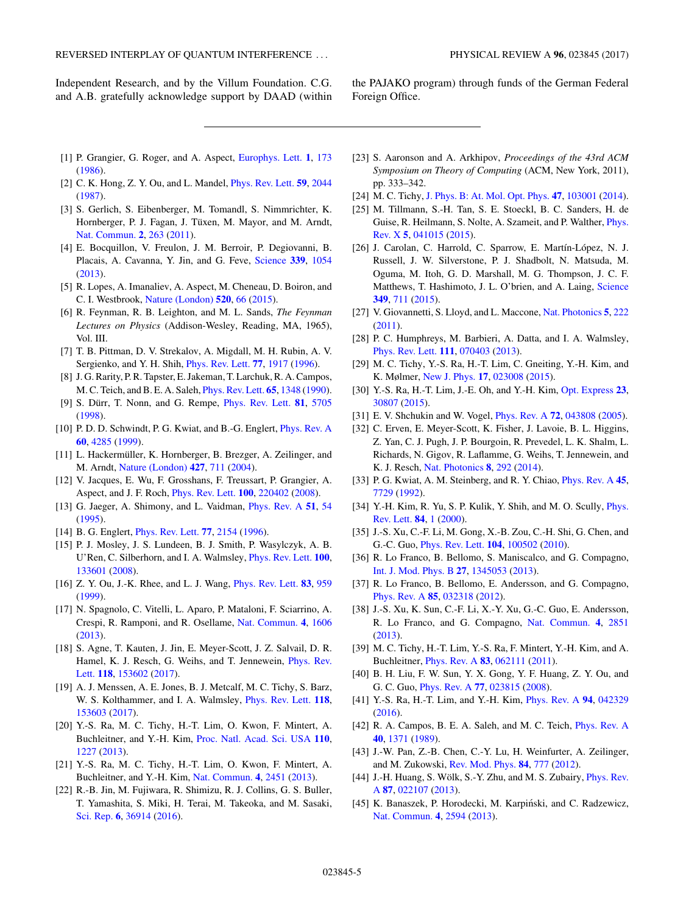Independent Research, and by the Villum Foundation. C.G. and A.B. gratefully acknowledge support by DAAD (within the PAJAKO program) through funds of the German Federal Foreign Office.

---

[1] P. Grangier, G. Roger, and A. Aspect, Europhys. Lett. **1**, 173 (1986).

[2] C. K. Hong, Z. Y. Ou, and L. Mandel, Phys. Rev. Lett. **59**, 2044 (1987).

[3] S. Gerlich, S. Eibenberger, M. Tomandl, S. Nimmrichter, K. Hornberger, P. J. Fagan, J. Tüxen, M. Mayor, and M. Arndt, Nat. Commun. **2**, 263 (2011).

[4] E. Bocquillon, V. Freulon, J. M. Berroir, P. Degiovanni, B. Placais, A. Cavanna, Y. Jin, and G. Feve, Science **339**, 1054 (2013).

[5] R. Lopes, A. Imanaliev, A. Aspect, M. Cheneau, D. Boiron, and C. I. Westbrook, Nature (London) **520**, 66 (2015).

[6] R. Feynman, R. B. Leighton, and M. L. Sands, *The Feynman Lectures on Physics* (Addison-Wesley, Reading, MA, 1965), Vol. III.

[7] T. B. Pittman, D. V. Strekalov, A. Migdall, M. H. Rubin, A. V. Sergienko, and Y. H. Shih, Phys. Rev. Lett. **77**, 1917 (1996).

[8] J. G. Rarity, P. R. Tapster, E. Jakeman, T. Larchuk, R. A. Campos, M. C. Teich, and B. E. A. Saleh, Phys. Rev. Lett. **65**, 1348 (1990).

[9] S. Dürr, T. Nonn, and G. Rempe, Phys. Rev. Lett. **81**, 5705 (1998).

[10] P. D. D. Schwindt, P. G. Kwiat, and B.-G. Englert, Phys. Rev. A **60**, 4285 (1999).

[11] L. Hackermüller, K. Hornberger, B. Brezger, A. Zeilinger, and M. Arndt, Nature (London) **427**, 711 (2004).

[12] V. Jacques, E. Wu, F. Grosshans, F. Treussart, P. Grangier, A. Aspect, and J. F. Roch, Phys. Rev. Lett. **100**, 220402 (2008).

[13] G. Jaeger, A. Shimony, and L. Vaidman, Phys. Rev. A **51**, 54 (1995).

[14] B. G. Englert, Phys. Rev. Lett. **77**, 2154 (1996).

[15] P. J. Mosley, J. S. Lundeen, B. J. Smith, P. Wasylczyk, A. B. U'Ren, C. Silberhorn, and I. A. Walmsley, Phys. Rev. Lett. **100**, 133601 (2008).

[16] Z. Y. Ou, J.-K. Rhee, and L. J. Wang, Phys. Rev. Lett. **83**, 959 (1999).

[17] N. Spagnolo, C. Vitelli, L. Aparo, P. Mataloni, F. Sciarrino, A. Crespi, R. Ramponi, and R. Osellame, Nat. Commun. **4**, 1606 (2013).

[18] S. Agne, T. Kauten, J. Jin, E. Meyer-Scott, J. Z. Salvail, D. R. Hamel, K. J. Resch, G. Weihs, and T. Jennewein, Phys. Rev. Lett. **118**, 153602 (2017).

[19] A. J. Menssen, A. E. Jones, B. J. Metcalf, M. C. Tichy, S. Barz, W. S. Kolthammer, and I. A. Walmsley, Phys. Rev. Lett. **118**, 153603 (2017).

[20] Y.-S. Ra, M. C. Tichy, H.-T. Lim, O. Kwon, F. Mintert, A. Buchleitner, and Y.-H. Kim, Proc. Natl. Acad. Sci. USA **110**, 1227 (2013).

[21] Y.-S. Ra, M. C. Tichy, H.-T. Lim, O. Kwon, F. Mintert, A. Buchleitner, and Y.-H. Kim, Nat. Commun. **4**, 2451 (2013).

[22] R.-B. Jin, M. Fujiwara, R. Shimizu, R. J. Collins, G. S. Buller, T. Yamashita, S. Miki, H. Terai, M. Takeoka, and M. Sasaki, Sci. Rep. **6**, 36914 (2016).

[23] S. Aaronson and A. Arkhipov, *Proceedings of the 43rd ACM Symposium on Theory of Computing* (ACM, New York, 2011), pp. 333–342.

[24] M. C. Tichy, J. Phys. B: At. Mol. Opt. Phys. **47**, 103001 (2014).

[25] M. Tillmann, S.-H. Tan, S. E. Stoeckl, B. C. Sanders, H. de Guise, R. Heilmann, S. Nolte, A. Szameit, and P. Walther, Phys. Rev. X **5**, 041015 (2015).

[26] J. Carolan, C. Harrold, C. Sparrow, E. Martín-López, N. J. Russell, J. W. Silverstone, P. J. Shadbolt, N. Matsuda, M. Oguma, M. Itoh, G. D. Marshall, M. G. Thompson, J. C. F. Matthews, T. Hashimoto, J. L. O'brien, and A. Laing, Science **349**, 711 (2015).

[27] V. Giovannetti, S. Lloyd, and L. Maccone, Nat. Photonics **5**, 222 (2011).

[28] P. C. Humphreys, M. Barbieri, A. Datta, and I. A. Walmsley, Phys. Rev. Lett. **111**, 070403 (2013).

[29] M. C. Tichy, Y.-S. Ra, H.-T. Lim, C. Gneiting, Y.-H. Kim, and K. Mølmer, New J. Phys. **17**, 023008 (2015).

[30] Y.-S. Ra, H.-T. Lim, J.-E. Oh, and Y.-H. Kim, Opt. Express **23**, 30807 (2015).

[31] E. V. Shchukin and W. Vogel, Phys. Rev. A **72**, 043808 (2005).

[32] C. Erven, E. Meyer-Scott, K. Fisher, J. Lavoie, B. L. Higgins, Z. Yan, C. J. Pugh, J. P. Bourgoin, R. Prevedel, L. K. Shalm, L. Richards, N. Gigov, R. Laflamme, G. Weihs, T. Jennewein, and K. J. Resch, Nat. Photonics **8**, 292 (2014).

[33] P. G. Kwiat, A. M. Steinberg, and R. Y. Chiao, Phys. Rev. A **45**, 7729 (1992).

[34] Y.-H. Kim, R. Yu, S. P. Kulik, Y. Shih, and M. O. Scully, Phys. Rev. Lett. **84**, 1 (2000).

[35] J.-S. Xu, C.-F. Li, M. Gong, X.-B. Zou, C.-H. Shi, G. Chen, and G.-C. Guo, Phys. Rev. Lett. **104**, 100502 (2010).

[36] R. Lo Franco, B. Bellomo, S. Maniscalco, and G. Compagno, Int. J. Mod. Phys. B **27**, 1345053 (2013).

[37] R. Lo Franco, B. Bellomo, E. Andersson, and G. Compagno, Phys. Rev. A **85**, 032318 (2012).

[38] J.-S. Xu, K. Sun, C.-F. Li, X.-Y. Xu, G.-C. Guo, E. Andersson, R. Lo Franco, and G. Compagno, Nat. Commun. **4**, 2851 (2013).

[39] M. C. Tichy, H.-T. Lim, Y.-S. Ra, F. Mintert, Y.-H. Kim, and A. Buchleitner, Phys. Rev. A **83**, 062111 (2011).

[40] B. H. Liu, F. W. Sun, Y. X. Gong, Y. F. Huang, Z. Y. Ou, and G. C. Guo, Phys. Rev. A **77**, 023815 (2008).

[41] Y.-S. Ra, H.-T. Lim, and Y.-H. Kim, Phys. Rev. A **94**, 042329 (2016).

[42] R. A. Campos, B. E. A. Saleh, and M. C. Teich, Phys. Rev. A **40**, 1371 (1989).

[43] J.-W. Pan, Z.-B. Chen, C.-Y. Lu, H. Weinfurter, A. Zeilinger, and M. Zukowski, Rev. Mod. Phys. **84**, 777 (2012).

[44] J.-H. Huang, S. Wölk, S.-Y. Zhu, and M. S. Zubairy, Phys. Rev. A **87**, 022107 (2013).

[45] K. Banaszek, P. Horodecki, M. Karpiński, and C. Radzewicz, Nat. Commun. **4**, 2594 (2013).